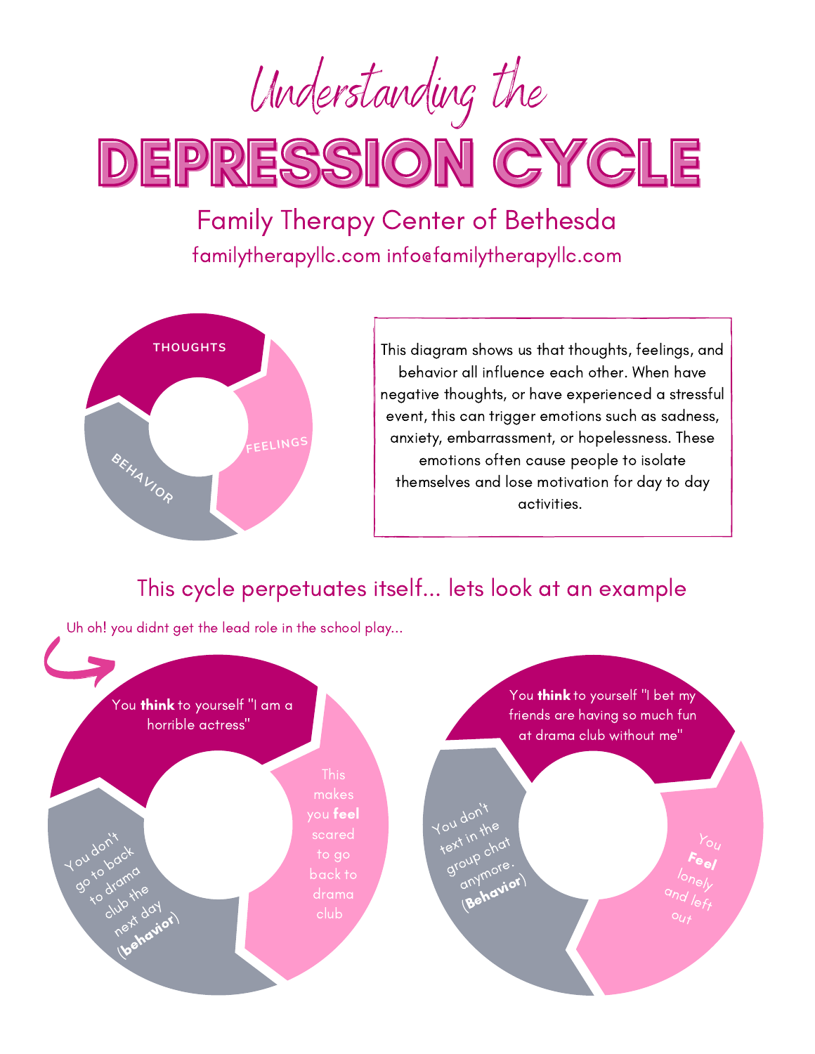# Understanding the DEPRESSION CYCLE

## Family Therapy Center of Bethesda

familytherapyllc.com info@familytherapyllc.com

THOUGHTS

FEELINGS

BEHAVIOR

This diagram shows us that thoughts, feelings, and behavior all influence each other. When have negative thoughts, or have experienced a stressful event, this can trigger emotions such as sadness, anxiety, embarrassment, or hopelessness. These emotions often cause people to isolate themselves and lose motivation for day to day activities.

## This cycle perpetuates itself... lets look at an example

Uh oh! you didnt get the lead role in the school play...

You **think** to yourself "I am a horrible actress"

This makes you **feel** scared to go back to drama club

You don't go to back to drama club the next day (**behavior**)

You **think** to yourself "I bet my friends are having so much fun at drama club without me"

You **Feel** lonely and left out

You don't text in the group chat anymore. (**Behavior**)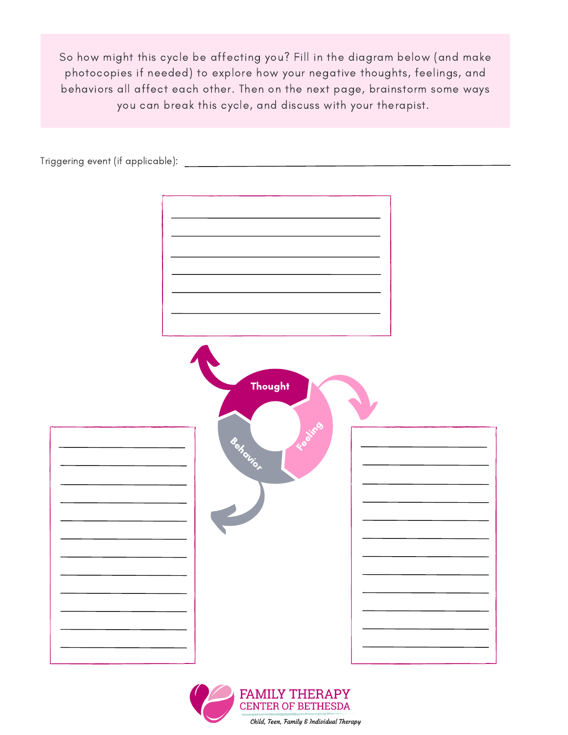So how might this cycle be affecting you? Fill in the diagram below (and make photocopies if needed) to explore how your negative thoughts, feelings, and behaviors all affect each other. Then on the next page, brainstorm some ways you can break this cycle, and discuss with your therapist.

Triggering event (if applicable): ______________________________________________

Thought

Feeling

Behavior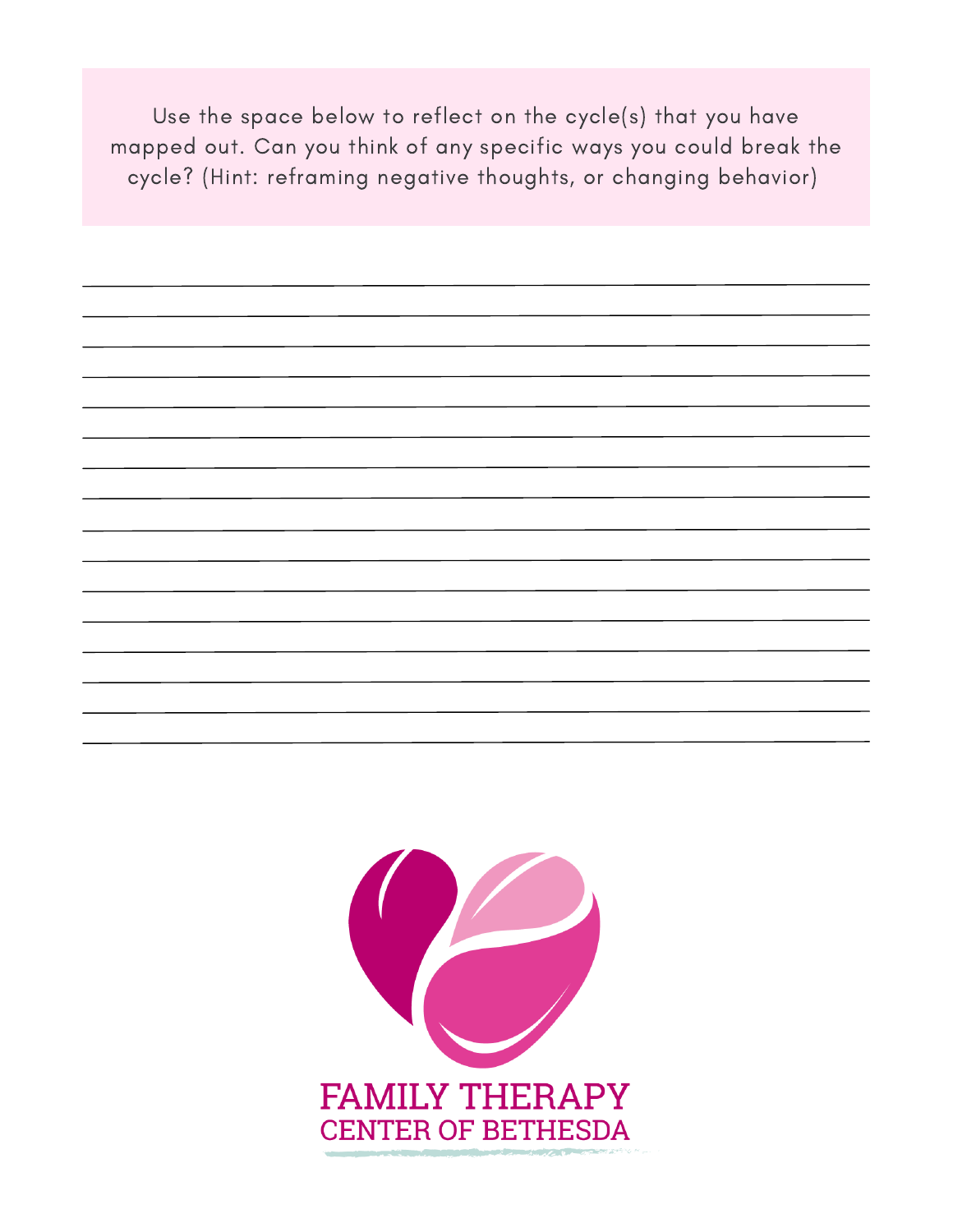Use the space below to reflect on the cycle(s) that you have mapped out. Can you think of any specific ways you could break the cycle? (Hint: reframing negative thoughts, or changing behavior)

FAMILY THERAPY
CENTER OF BETHESDA